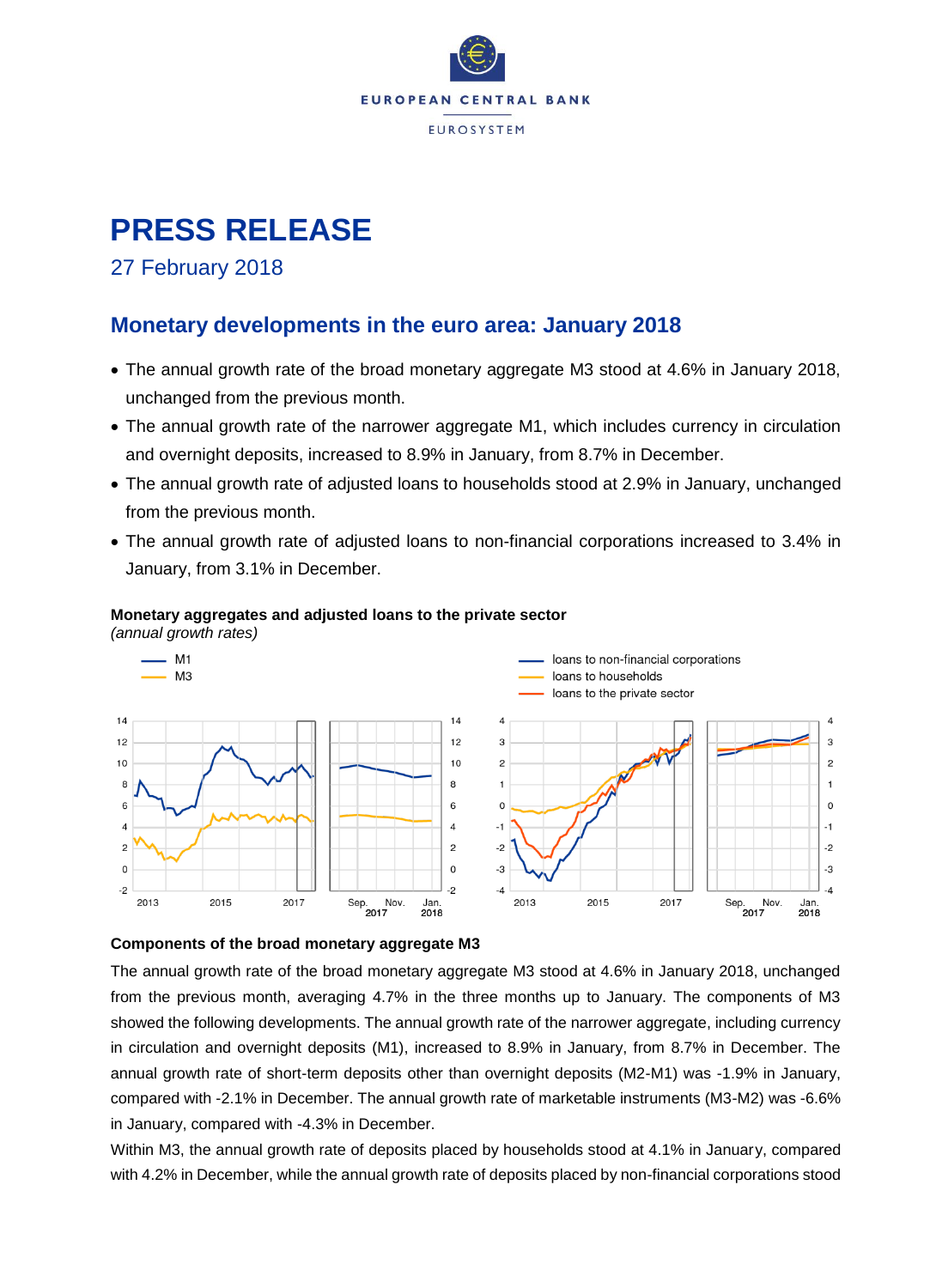# PRESS RELEASE

27 February 2018

## Monetary developments in the euro area: January 2018

- The annual growth rate of the broad monetary aggregate M3 stood at 4.6% in January 2018, unchanged from the previous month.
- The annual growth rate of the narrower aggregate M1, which includes currency in circulation and overnight deposits, increased to 8.9% in January, from 8.7% in December.
- The annual growth rate of adjusted loans to households stood at 2.9% in January, unchanged from the previous month.
- The annual growth rate of adjusted loans to non-financial corporations increased to 3.4% in January, from 3.1% in December.

**Monetary aggregates and adjusted loans to the private sector**
*(annual growth rates)*

### Components of the broad monetary aggregate M3

The annual growth rate of the broad monetary aggregate M3 stood at 4.6% in January 2018, unchanged from the previous month, averaging 4.7% in the three months up to January. The components of M3 showed the following developments. The annual growth rate of the narrower aggregate, including currency in circulation and overnight deposits (M1), increased to 8.9% in January, from 8.7% in December. The annual growth rate of short-term deposits other than overnight deposits (M2-M1) was -1.9% in January, compared with -2.1% in December. The annual growth rate of marketable instruments (M3-M2) was -6.6% in January, compared with -4.3% in December.

Within M3, the annual growth rate of deposits placed by households stood at 4.1% in January, compared with 4.2% in December, while the annual growth rate of deposits placed by non-financial corporations stood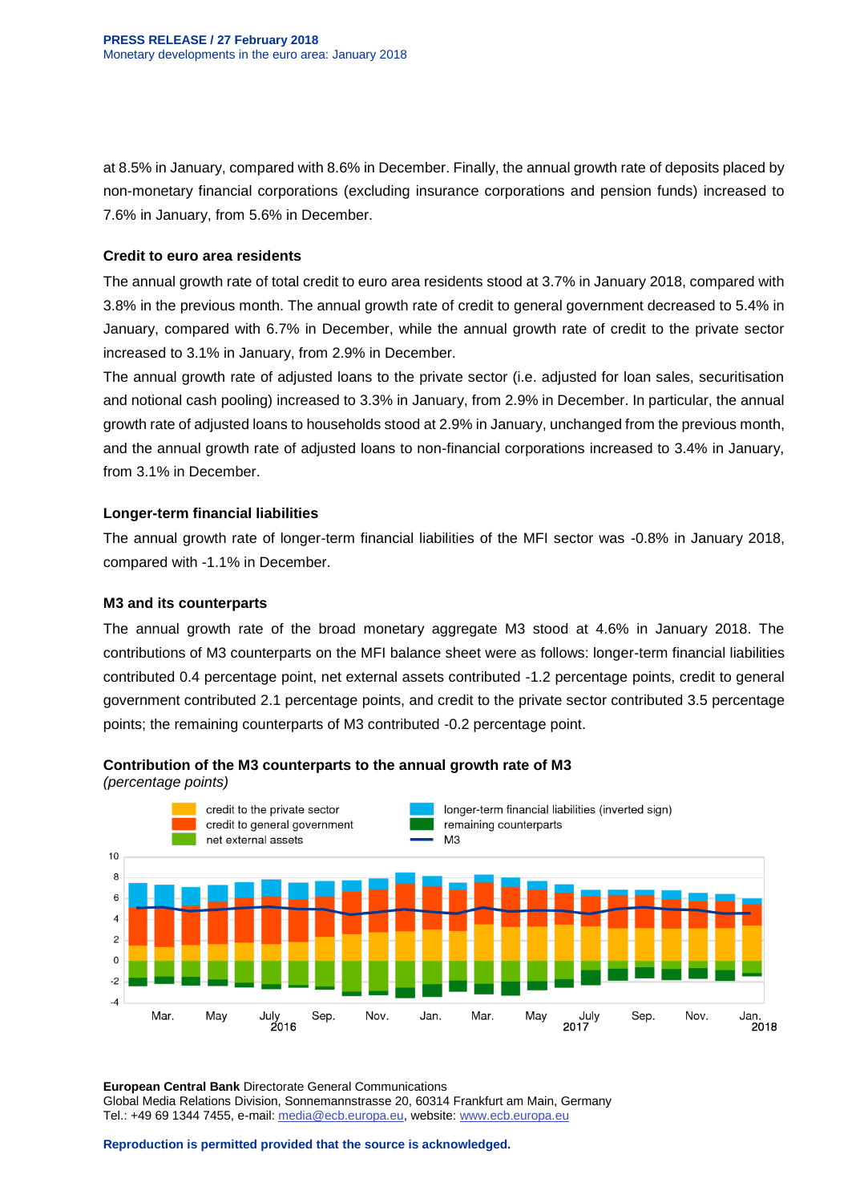at 8.5% in January, compared with 8.6% in December. Finally, the annual growth rate of deposits placed by non-monetary financial corporations (excluding insurance corporations and pension funds) increased to 7.6% in January, from 5.6% in December.

### Credit to euro area residents

The annual growth rate of total credit to euro area residents stood at 3.7% in January 2018, compared with 3.8% in the previous month. The annual growth rate of credit to general government decreased to 5.4% in January, compared with 6.7% in December, while the annual growth rate of credit to the private sector increased to 3.1% in January, from 2.9% in December.

The annual growth rate of adjusted loans to the private sector (i.e. adjusted for loan sales, securitisation and notional cash pooling) increased to 3.3% in January, from 2.9% in December. In particular, the annual growth rate of adjusted loans to households stood at 2.9% in January, unchanged from the previous month, and the annual growth rate of adjusted loans to non-financial corporations increased to 3.4% in January, from 3.1% in December.

### Longer-term financial liabilities

The annual growth rate of longer-term financial liabilities of the MFI sector was -0.8% in January 2018, compared with -1.1% in December.

### M3 and its counterparts

The annual growth rate of the broad monetary aggregate M3 stood at 4.6% in January 2018. The contributions of M3 counterparts on the MFI balance sheet were as follows: longer-term financial liabilities contributed 0.4 percentage point, net external assets contributed -1.2 percentage points, credit to general government contributed 2.1 percentage points, and credit to the private sector contributed 3.5 percentage points; the remaining counterparts of M3 contributed -0.2 percentage point.

**Contribution of the M3 counterparts to the annual growth rate of M3**
*(percentage points)*

**European Central Bank** Directorate General Communications
Global Media Relations Division, Sonnemannstrasse 20, 60314 Frankfurt am Main, Germany
Tel.: +49 69 1344 7455, e-mail: media@ecb.europa.eu, website: www.ecb.europa.eu

**Reproduction is permitted provided that the source is acknowledged.**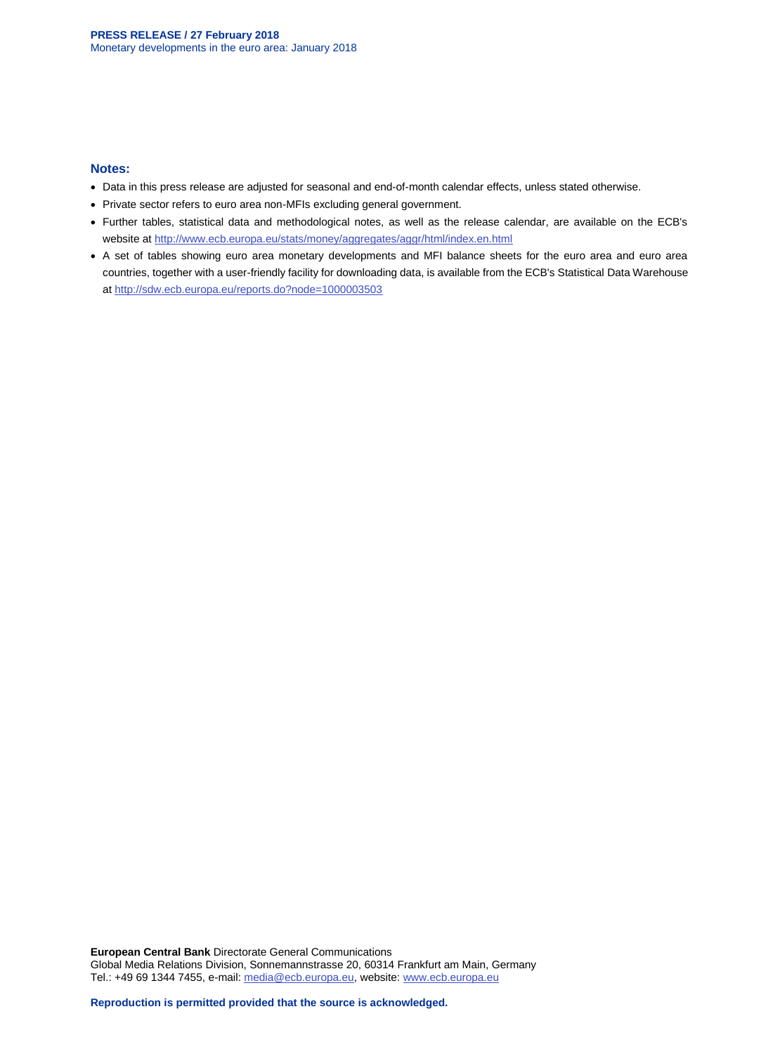## Notes:

- Data in this press release are adjusted for seasonal and end-of-month calendar effects, unless stated otherwise.
- Private sector refers to euro area non-MFIs excluding general government.
- Further tables, statistical data and methodological notes, as well as the release calendar, are available on the ECB's website at http://www.ecb.europa.eu/stats/money/aggregates/aggr/html/index.en.html
- A set of tables showing euro area monetary developments and MFI balance sheets for the euro area and euro area countries, together with a user-friendly facility for downloading data, is available from the ECB's Statistical Data Warehouse at http://sdw.ecb.europa.eu/reports.do?node=1000003503

**European Central Bank** Directorate General Communications
Global Media Relations Division, Sonnemannstrasse 20, 60314 Frankfurt am Main, Germany
Tel.: +49 69 1344 7455, e-mail: media@ecb.europa.eu, website: www.ecb.europa.eu

**Reproduction is permitted provided that the source is acknowledged.**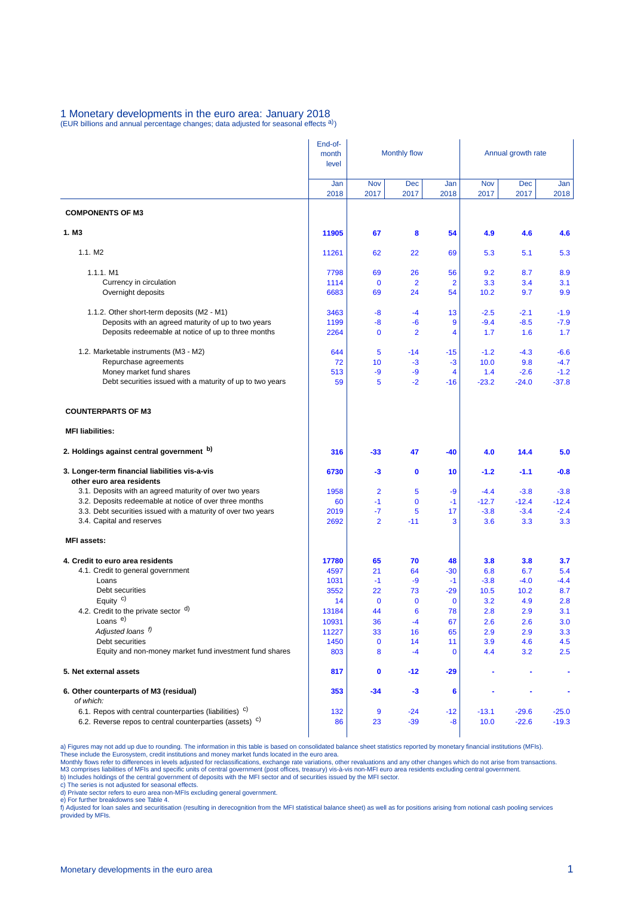# 1 Monetary developments in the euro area: January 2018

(EUR billions and annual percentage changes; data adjusted for seasonal effects a))

| | End-of-month level | Monthly flow | | | Annual growth rate | | |
|---|---|---|---|---|---|---|---|
| | Jan 2018 | Nov 2017 | Dec 2017 | Jan 2018 | Nov 2017 | Dec 2017 | Jan 2018 |
| **COMPONENTS OF M3** | | | | | | | |
| **1. M3** | **11905** | **67** | **8** | **54** | **4.9** | **4.6** | **4.6** |
| 1.1. M2 | 11261 | 62 | 22 | 69 | 5.3 | 5.1 | 5.3 |
| 1.1.1. M1 | 7798 | 69 | 26 | 56 | 9.2 | 8.7 | 8.9 |
| Currency in circulation | 1114 | 0 | 2 | 2 | 3.3 | 3.4 | 3.1 |
| Overnight deposits | 6683 | 69 | 24 | 54 | 10.2 | 9.7 | 9.9 |
| 1.1.2. Other short-term deposits (M2 - M1) | 3463 | -8 | -4 | 13 | -2.5 | -2.1 | -1.9 |
| Deposits with an agreed maturity of up to two years | 1199 | -8 | -6 | 9 | -9.4 | -8.5 | -7.9 |
| Deposits redeemable at notice of up to three months | 2264 | 0 | 2 | 4 | 1.7 | 1.6 | 1.7 |
| 1.2. Marketable instruments (M3 - M2) | 644 | 5 | -14 | -15 | -1.2 | -4.3 | -6.6 |
| Repurchase agreements | 72 | 10 | -3 | -3 | 10.0 | 9.8 | -4.7 |
| Money market fund shares | 513 | -9 | -9 | 4 | 1.4 | -2.6 | -1.2 |
| Debt securities issued with a maturity of up to two years | 59 | 5 | -2 | -16 | -23.2 | -24.0 | -37.8 |
| **COUNTERPARTS OF M3** | | | | | | | |
| **MFI liabilities:** | | | | | | | |
| **2. Holdings against central government b)** | **316** | **-33** | **47** | **-40** | **4.0** | **14.4** | **5.0** |
| **3. Longer-term financial liabilities vis-a-vis other euro area residents** | **6730** | **-3** | **0** | **10** | **-1.2** | **-1.1** | **-0.8** |
| 3.1. Deposits with an agreed maturity of over two years | 1958 | 2 | 5 | -9 | -4.4 | -3.8 | -3.8 |
| 3.2. Deposits redeemable at notice of over three months | 60 | -1 | 0 | -1 | -12.7 | -12.4 | -12.4 |
| 3.3. Debt securities issued with a maturity of over two years | 2019 | -7 | 5 | 17 | -3.8 | -3.4 | -2.4 |
| 3.4. Capital and reserves | 2692 | 2 | -11 | 3 | 3.6 | 3.3 | 3.3 |
| **MFI assets:** | | | | | | | |
| **4. Credit to euro area residents** | **17780** | **65** | **70** | **48** | **3.8** | **3.8** | **3.7** |
| 4.1. Credit to general government | 4597 | 21 | 64 | -30 | 6.8 | 6.7 | 5.4 |
| Loans | 1031 | -1 | -9 | -1 | -3.8 | -4.0 | -4.4 |
| Debt securities | 3552 | 22 | 73 | -29 | 10.5 | 10.2 | 8.7 |
| Equity c) | 14 | 0 | 0 | 0 | 3.2 | 4.9 | 2.8 |
| 4.2. Credit to the private sector d) | 13184 | 44 | 6 | 78 | 2.8 | 2.9 | 3.1 |
| Loans e) | 10931 | 36 | -4 | 67 | 2.6 | 2.6 | 3.0 |
| *Adjusted loans f)* | 11227 | 33 | 16 | 65 | 2.9 | 2.9 | 3.3 |
| Debt securities | 1450 | 0 | 14 | 11 | 3.9 | 4.6 | 4.5 |
| Equity and non-money market fund investment fund shares | 803 | 8 | -4 | 0 | 4.4 | 3.2 | 2.5 |
| **5. Net external assets** | **817** | **0** | **-12** | **-29** | **-** | **-** | **-** |
| **6. Other counterparts of M3 (residual)** *of which:* | **353** | **-34** | **-3** | **6** | **-** | **-** | **-** |
| 6.1. Repos with central counterparties (liabilities) c) | 132 | 9 | -24 | -12 | -13.1 | -29.6 | -25.0 |
| 6.2. Reverse repos to central counterparties (assets) c) | 86 | 23 | -39 | -8 | 10.0 | -22.6 | -19.3 |

a) Figures may not add up due to rounding. The information in this table is based on consolidated balance sheet statistics reported by monetary financial institutions (MFIs). These include the Eurosystem, credit institutions and money market funds located in the euro area.
Monthly flows refer to differences in levels adjusted for reclassifications, exchange rate variations, other revaluations and any other changes which do not arise from transactions.
M3 comprises liabilities of MFIs and specific units of central government (post offices, treasury) vis-à-vis non-MFI euro area residents excluding central government.
b) Includes holdings of the central government of deposits with the MFI sector and of securities issued by the MFI sector.
c) The series is not adjusted for seasonal effects.
d) Private sector refers to euro area non-MFIs excluding general government.
e) For further breakdowns see Table 4.
f) Adjusted for loan sales and securitisation (resulting in derecognition from the MFI statistical balance sheet) as well as for positions arising from notional cash pooling services provided by MFIs.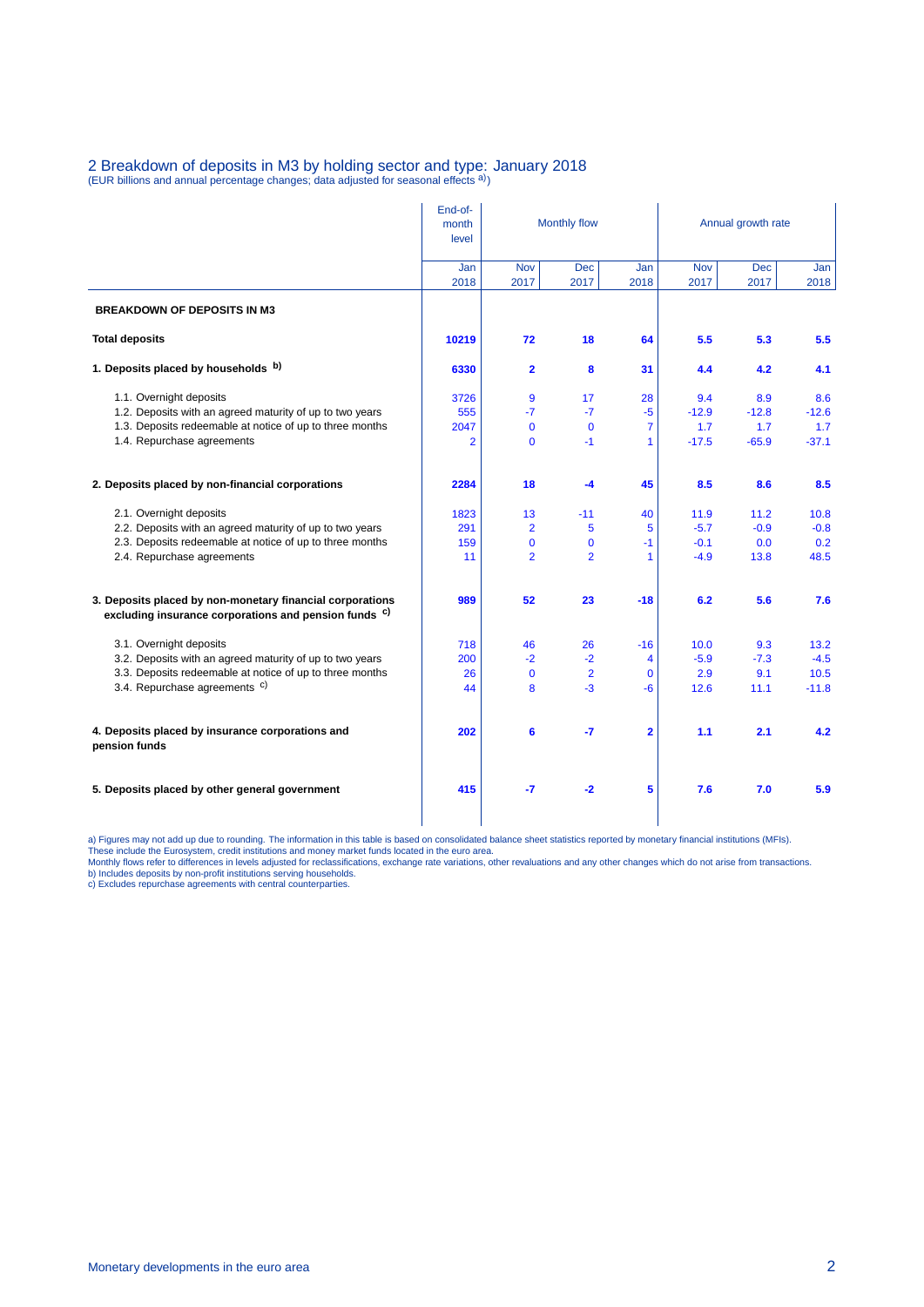## 2 Breakdown of deposits in M3 by holding sector and type: January 2018

(EUR billions and annual percentage changes; data adjusted for seasonal effects [a])

| | End-of-month level | Monthly flow | | | Annual growth rate | | |
|---|---|---|---|---|---|---|---|
| | Jan 2018 | Nov 2017 | Dec 2017 | Jan 2018 | Nov 2017 | Dec 2017 | Jan 2018 |
| **BREAKDOWN OF DEPOSITS IN M3** | | | | | | | |
| **Total deposits** | **10219** | **72** | **18** | **64** | **5.5** | **5.3** | **5.5** |
| **1. Deposits placed by households [b]** | **6330** | **2** | **8** | **31** | **4.4** | **4.2** | **4.1** |
| 1.1. Overnight deposits | 3726 | 9 | 17 | 28 | 9.4 | 8.9 | 8.6 |
| 1.2. Deposits with an agreed maturity of up to two years | 555 | -7 | -7 | -5 | -12.9 | -12.8 | -12.6 |
| 1.3. Deposits redeemable at notice of up to three months | 2047 | 0 | 0 | 7 | 1.7 | 1.7 | 1.7 |
| 1.4. Repurchase agreements | 2 | 0 | -1 | 1 | -17.5 | -65.9 | -37.1 |
| **2. Deposits placed by non-financial corporations** | **2284** | **18** | **-4** | **45** | **8.5** | **8.6** | **8.5** |
| 2.1. Overnight deposits | 1823 | 13 | -11 | 40 | 11.9 | 11.2 | 10.8 |
| 2.2. Deposits with an agreed maturity of up to two years | 291 | 2 | 5 | 5 | -5.7 | -0.9 | -0.8 |
| 2.3. Deposits redeemable at notice of up to three months | 159 | 0 | 0 | -1 | -0.1 | 0.0 | 0.2 |
| 2.4. Repurchase agreements | 11 | 2 | 2 | 1 | -4.9 | 13.8 | 48.5 |
| **3. Deposits placed by non-monetary financial corporations excluding insurance corporations and pension funds [c]** | **989** | **52** | **23** | **-18** | **6.2** | **5.6** | **7.6** |
| 3.1. Overnight deposits | 718 | 46 | 26 | -16 | 10.0 | 9.3 | 13.2 |
| 3.2. Deposits with an agreed maturity of up to two years | 200 | -2 | -2 | 4 | -5.9 | -7.3 | -4.5 |
| 3.3. Deposits redeemable at notice of up to three months | 26 | 0 | 2 | 0 | 2.9 | 9.1 | 10.5 |
| 3.4. Repurchase agreements [c] | 44 | 8 | -3 | -6 | 12.6 | 11.1 | -11.8 |
| **4. Deposits placed by insurance corporations and pension funds** | **202** | **6** | **-7** | **2** | **1.1** | **2.1** | **4.2** |
| **5. Deposits placed by other general government** | **415** | **-7** | **-2** | **5** | **7.6** | **7.0** | **5.9** |

a) Figures may not add up due to rounding. The information in this table is based on consolidated balance sheet statistics reported by monetary financial institutions (MFIs). These include the Eurosystem, credit institutions and money market funds located in the euro area.
Monthly flows refer to differences in levels adjusted for reclassifications, exchange rate variations, other revaluations and any other changes which do not arise from transactions.
b) Includes deposits by non-profit institutions serving households.
c) Excludes repurchase agreements with central counterparties.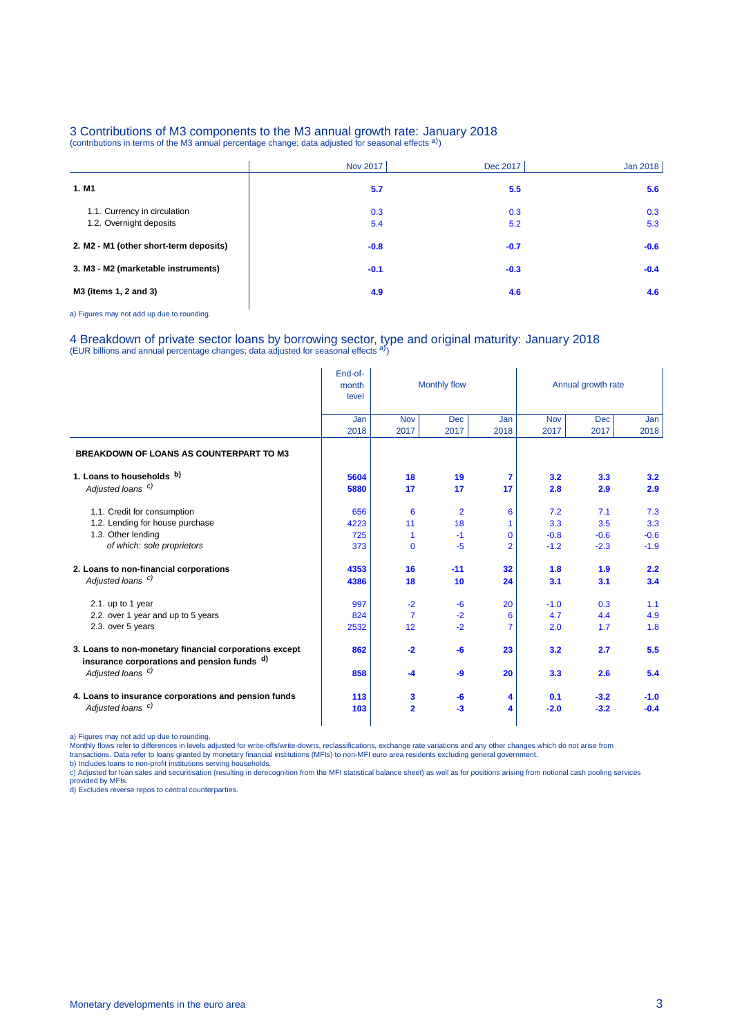## 3 Contributions of M3 components to the M3 annual growth rate: January 2018

(contributions in terms of the M3 annual percentage change; data adjusted for seasonal effects [a)])

| | Nov 2017 | Dec 2017 | Jan 2018 |
|---|---|---|---|
| **1. M1** | **5.7** | **5.5** | **5.6** |
| 1.1. Currency in circulation | 0.3 | 0.3 | 0.3 |
| 1.2. Overnight deposits | 5.4 | 5.2 | 5.3 |
| **2. M2 - M1 (other short-term deposits)** | **-0.8** | **-0.7** | **-0.6** |
| **3. M3 - M2 (marketable instruments)** | **-0.1** | **-0.3** | **-0.4** |
| **M3 (items 1, 2 and 3)** | **4.9** | **4.6** | **4.6** |

a) Figures may not add up due to rounding.

## 4 Breakdown of private sector loans by borrowing sector, type and original maturity: January 2018

(EUR billions and annual percentage changes; data adjusted for seasonal effects [a)])

| | End-of-month level | Monthly flow | | | Annual growth rate | | |
|---|---|---|---|---|---|---|---|
| | Jan 2018 | Nov 2017 | Dec 2017 | Jan 2018 | Nov 2017 | Dec 2017 | Jan 2018 |
| **BREAKDOWN OF LOANS AS COUNTERPART TO M3** | | | | | | | |
| **1. Loans to households [b)]** | **5604** | **18** | **19** | **7** | **3.2** | **3.3** | **3.2** |
| *Adjusted loans [c)]* | **5880** | **17** | **17** | **17** | **2.8** | **2.9** | **2.9** |
| 1.1. Credit for consumption | 656 | 6 | 2 | 6 | 7.2 | 7.1 | 7.3 |
| 1.2. Lending for house purchase | 4223 | 11 | 18 | 1 | 3.3 | 3.5 | 3.3 |
| 1.3. Other lending | 725 | 1 | -1 | 0 | -0.8 | -0.6 | -0.6 |
| *of which: sole proprietors* | 373 | 0 | -5 | 2 | -1.2 | -2.3 | -1.9 |
| **2. Loans to non-financial corporations** | **4353** | **16** | **-11** | **32** | **1.8** | **1.9** | **2.2** |
| *Adjusted loans [c)]* | **4386** | **18** | **10** | **24** | **3.1** | **3.1** | **3.4** |
| 2.1. up to 1 year | 997 | -2 | -6 | 20 | -1.0 | 0.3 | 1.1 |
| 2.2. over 1 year and up to 5 years | 824 | 7 | -2 | 6 | 4.7 | 4.4 | 4.9 |
| 2.3. over 5 years | 2532 | 12 | -2 | 7 | 2.0 | 1.7 | 1.8 |
| **3. Loans to non-monetary financial corporations except insurance corporations and pension funds [d)]** | **862** | **-2** | **-6** | **23** | **3.2** | **2.7** | **5.5** |
| *Adjusted loans [c)]* | **858** | **-4** | **-9** | **20** | **3.3** | **2.6** | **5.4** |
| **4. Loans to insurance corporations and pension funds** | **113** | **3** | **-6** | **4** | **0.1** | **-3.2** | **-1.0** |
| *Adjusted loans [c)]* | **103** | **2** | **-3** | **4** | **-2.0** | **-3.2** | **-0.4** |

a) Figures may not add up due to rounding.
Monthly flows refer to differences in levels adjusted for write-offs/write-downs, reclassifications, exchange rate variations and any other changes which do not arise from transactions. Data refer to loans granted by monetary financial institutions (MFIs) to non-MFI euro area residents excluding general government.
b) Includes loans to non-profit institutions serving households.
c) Adjusted for loan sales and securitisation (resulting in derecognition from the MFI statistical balance sheet) as well as for positions arising from notional cash pooling services provided by MFIs.
d) Excludes reverse repos to central counterparties.